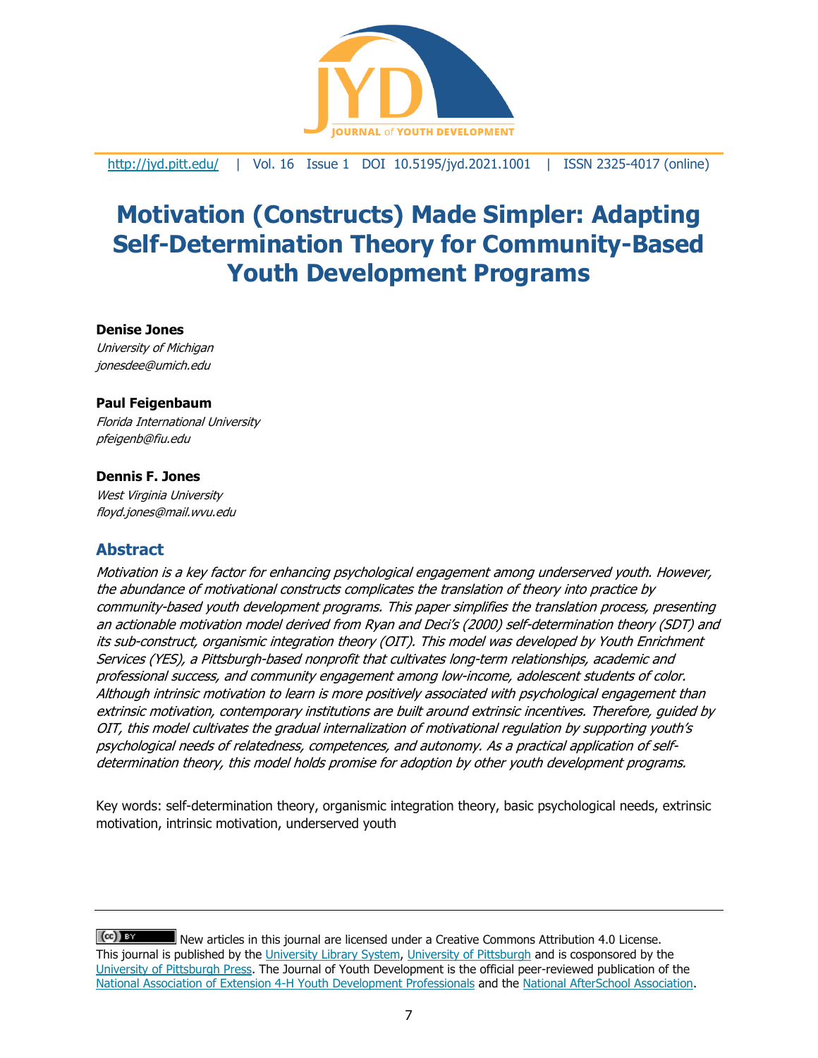# Motivation (Constructs) Made Simpler: Adapting Self-Determination Theory for Community-Based Youth Development Programs

**Denise Jones**
*University of Michigan*
*jonesdee@umich.edu*

**Paul Feigenbaum**
*Florida International University*
*pfeigenb@fiu.edu*

**Dennis F. Jones**
*West Virginia University*
*floyd.jones@mail.wvu.edu*

## Abstract

*Motivation is a key factor for enhancing psychological engagement among underserved youth. However, the abundance of motivational constructs complicates the translation of theory into practice by community-based youth development programs. This paper simplifies the translation process, presenting an actionable motivation model derived from Ryan and Deci's (2000) self-determination theory (SDT) and its sub-construct, organismic integration theory (OIT). This model was developed by Youth Enrichment Services (YES), a Pittsburgh-based nonprofit that cultivates long-term relationships, academic and professional success, and community engagement among low-income, adolescent students of color. Although intrinsic motivation to learn is more positively associated with psychological engagement than extrinsic motivation, contemporary institutions are built around extrinsic incentives. Therefore, guided by OIT, this model cultivates the gradual internalization of motivational regulation by supporting youth's psychological needs of relatedness, competences, and autonomy. As a practical application of self-determination theory, this model holds promise for adoption by other youth development programs.*

Key words: self-determination theory, organismic integration theory, basic psychological needs, extrinsic motivation, intrinsic motivation, underserved youth

---

New articles in this journal are licensed under a Creative Commons Attribution 4.0 License. This journal is published by the University Library System, University of Pittsburgh and is cosponsored by the University of Pittsburgh Press. The Journal of Youth Development is the official peer-reviewed publication of the National Association of Extension 4-H Youth Development Professionals and the National AfterSchool Association.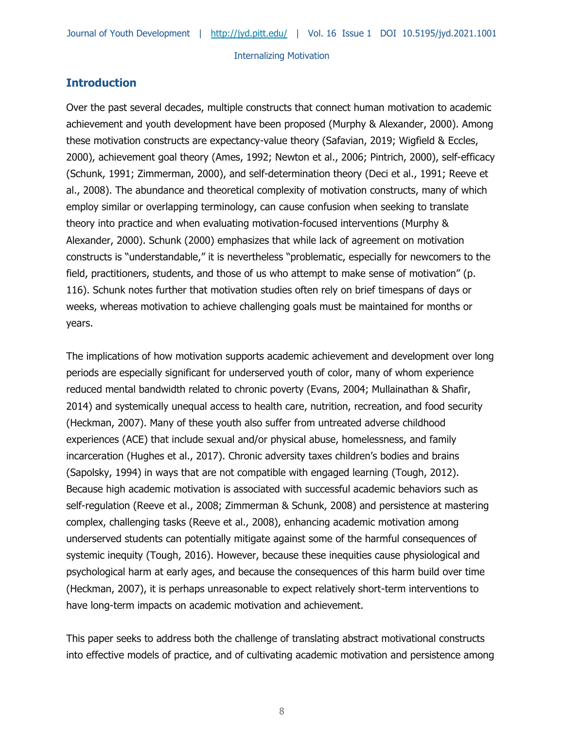## Introduction

Over the past several decades, multiple constructs that connect human motivation to academic achievement and youth development have been proposed (Murphy & Alexander, 2000). Among these motivation constructs are expectancy-value theory (Safavian, 2019; Wigfield & Eccles, 2000), achievement goal theory (Ames, 1992; Newton et al., 2006; Pintrich, 2000), self-efficacy (Schunk, 1991; Zimmerman, 2000), and self-determination theory (Deci et al., 1991; Reeve et al., 2008). The abundance and theoretical complexity of motivation constructs, many of which employ similar or overlapping terminology, can cause confusion when seeking to translate theory into practice and when evaluating motivation-focused interventions (Murphy & Alexander, 2000). Schunk (2000) emphasizes that while lack of agreement on motivation constructs is "understandable," it is nevertheless "problematic, especially for newcomers to the field, practitioners, students, and those of us who attempt to make sense of motivation" (p. 116). Schunk notes further that motivation studies often rely on brief timespans of days or weeks, whereas motivation to achieve challenging goals must be maintained for months or years.

The implications of how motivation supports academic achievement and development over long periods are especially significant for underserved youth of color, many of whom experience reduced mental bandwidth related to chronic poverty (Evans, 2004; Mullainathan & Shafir, 2014) and systemically unequal access to health care, nutrition, recreation, and food security (Heckman, 2007). Many of these youth also suffer from untreated adverse childhood experiences (ACE) that include sexual and/or physical abuse, homelessness, and family incarceration (Hughes et al., 2017). Chronic adversity taxes children's bodies and brains (Sapolsky, 1994) in ways that are not compatible with engaged learning (Tough, 2012). Because high academic motivation is associated with successful academic behaviors such as self-regulation (Reeve et al., 2008; Zimmerman & Schunk, 2008) and persistence at mastering complex, challenging tasks (Reeve et al., 2008), enhancing academic motivation among underserved students can potentially mitigate against some of the harmful consequences of systemic inequity (Tough, 2016). However, because these inequities cause physiological and psychological harm at early ages, and because the consequences of this harm build over time (Heckman, 2007), it is perhaps unreasonable to expect relatively short-term interventions to have long-term impacts on academic motivation and achievement.

This paper seeks to address both the challenge of translating abstract motivational constructs into effective models of practice, and of cultivating academic motivation and persistence among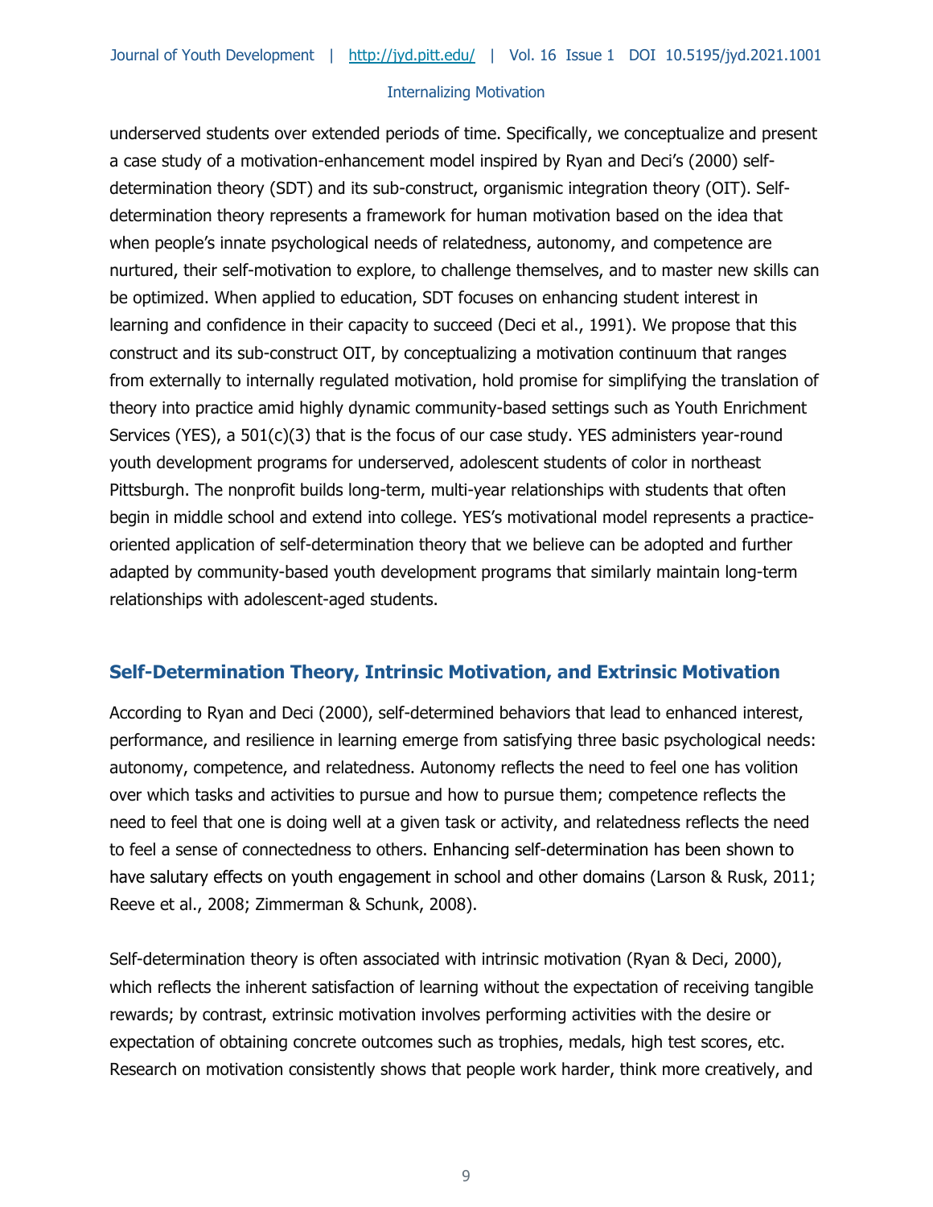underserved students over extended periods of time. Specifically, we conceptualize and present a case study of a motivation-enhancement model inspired by Ryan and Deci's (2000) self-determination theory (SDT) and its sub-construct, organismic integration theory (OIT). Self-determination theory represents a framework for human motivation based on the idea that when people's innate psychological needs of relatedness, autonomy, and competence are nurtured, their self-motivation to explore, to challenge themselves, and to master new skills can be optimized. When applied to education, SDT focuses on enhancing student interest in learning and confidence in their capacity to succeed (Deci et al., 1991). We propose that this construct and its sub-construct OIT, by conceptualizing a motivation continuum that ranges from externally to internally regulated motivation, hold promise for simplifying the translation of theory into practice amid highly dynamic community-based settings such as Youth Enrichment Services (YES), a 501(c)(3) that is the focus of our case study. YES administers year-round youth development programs for underserved, adolescent students of color in northeast Pittsburgh. The nonprofit builds long-term, multi-year relationships with students that often begin in middle school and extend into college. YES's motivational model represents a practice-oriented application of self-determination theory that we believe can be adopted and further adapted by community-based youth development programs that similarly maintain long-term relationships with adolescent-aged students.

## Self-Determination Theory, Intrinsic Motivation, and Extrinsic Motivation

According to Ryan and Deci (2000), self-determined behaviors that lead to enhanced interest, performance, and resilience in learning emerge from satisfying three basic psychological needs: autonomy, competence, and relatedness. Autonomy reflects the need to feel one has volition over which tasks and activities to pursue and how to pursue them; competence reflects the need to feel that one is doing well at a given task or activity, and relatedness reflects the need to feel a sense of connectedness to others. Enhancing self-determination has been shown to have salutary effects on youth engagement in school and other domains (Larson & Rusk, 2011; Reeve et al., 2008; Zimmerman & Schunk, 2008).

Self-determination theory is often associated with intrinsic motivation (Ryan & Deci, 2000), which reflects the inherent satisfaction of learning without the expectation of receiving tangible rewards; by contrast, extrinsic motivation involves performing activities with the desire or expectation of obtaining concrete outcomes such as trophies, medals, high test scores, etc. Research on motivation consistently shows that people work harder, think more creatively, and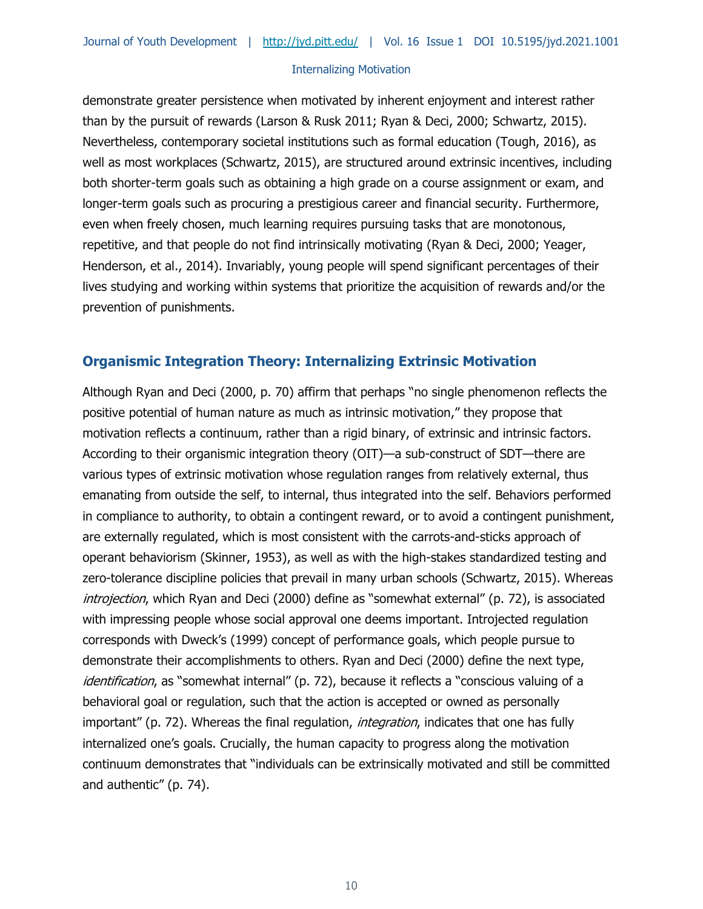demonstrate greater persistence when motivated by inherent enjoyment and interest rather than by the pursuit of rewards (Larson & Rusk 2011; Ryan & Deci, 2000; Schwartz, 2015). Nevertheless, contemporary societal institutions such as formal education (Tough, 2016), as well as most workplaces (Schwartz, 2015), are structured around extrinsic incentives, including both shorter-term goals such as obtaining a high grade on a course assignment or exam, and longer-term goals such as procuring a prestigious career and financial security. Furthermore, even when freely chosen, much learning requires pursuing tasks that are monotonous, repetitive, and that people do not find intrinsically motivating (Ryan & Deci, 2000; Yeager, Henderson, et al., 2014). Invariably, young people will spend significant percentages of their lives studying and working within systems that prioritize the acquisition of rewards and/or the prevention of punishments.

## Organismic Integration Theory: Internalizing Extrinsic Motivation

Although Ryan and Deci (2000, p. 70) affirm that perhaps "no single phenomenon reflects the positive potential of human nature as much as intrinsic motivation," they propose that motivation reflects a continuum, rather than a rigid binary, of extrinsic and intrinsic factors. According to their organismic integration theory (OIT)—a sub-construct of SDT—there are various types of extrinsic motivation whose regulation ranges from relatively external, thus emanating from outside the self, to internal, thus integrated into the self. Behaviors performed in compliance to authority, to obtain a contingent reward, or to avoid a contingent punishment, are externally regulated, which is most consistent with the carrots-and-sticks approach of operant behaviorism (Skinner, 1953), as well as with the high-stakes standardized testing and zero-tolerance discipline policies that prevail in many urban schools (Schwartz, 2015). Whereas *introjection*, which Ryan and Deci (2000) define as "somewhat external" (p. 72), is associated with impressing people whose social approval one deems important. Introjected regulation corresponds with Dweck's (1999) concept of performance goals, which people pursue to demonstrate their accomplishments to others. Ryan and Deci (2000) define the next type, *identification*, as "somewhat internal" (p. 72), because it reflects a "conscious valuing of a behavioral goal or regulation, such that the action is accepted or owned as personally important" (p. 72). Whereas the final regulation, *integration*, indicates that one has fully internalized one's goals. Crucially, the human capacity to progress along the motivation continuum demonstrates that "individuals can be extrinsically motivated and still be committed and authentic" (p. 74).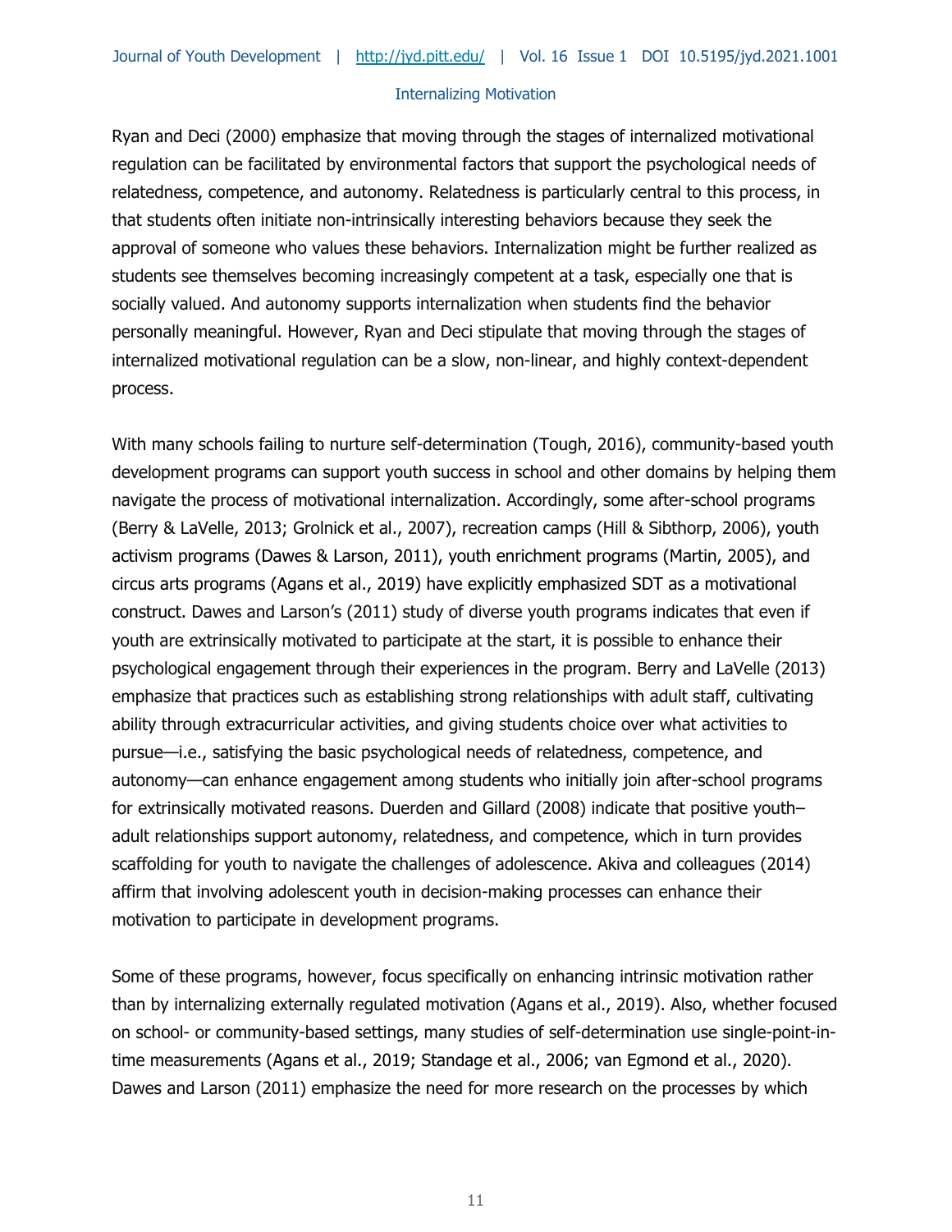Ryan and Deci (2000) emphasize that moving through the stages of internalized motivational regulation can be facilitated by environmental factors that support the psychological needs of relatedness, competence, and autonomy. Relatedness is particularly central to this process, in that students often initiate non-intrinsically interesting behaviors because they seek the approval of someone who values these behaviors. Internalization might be further realized as students see themselves becoming increasingly competent at a task, especially one that is socially valued. And autonomy supports internalization when students find the behavior personally meaningful. However, Ryan and Deci stipulate that moving through the stages of internalized motivational regulation can be a slow, non-linear, and highly context-dependent process.

With many schools failing to nurture self-determination (Tough, 2016), community-based youth development programs can support youth success in school and other domains by helping them navigate the process of motivational internalization. Accordingly, some after-school programs (Berry & LaVelle, 2013; Grolnick et al., 2007), recreation camps (Hill & Sibthorp, 2006), youth activism programs (Dawes & Larson, 2011), youth enrichment programs (Martin, 2005), and circus arts programs (Agans et al., 2019) have explicitly emphasized SDT as a motivational construct. Dawes and Larson's (2011) study of diverse youth programs indicates that even if youth are extrinsically motivated to participate at the start, it is possible to enhance their psychological engagement through their experiences in the program. Berry and LaVelle (2013) emphasize that practices such as establishing strong relationships with adult staff, cultivating ability through extracurricular activities, and giving students choice over what activities to pursue—i.e., satisfying the basic psychological needs of relatedness, competence, and autonomy—can enhance engagement among students who initially join after-school programs for extrinsically motivated reasons. Duerden and Gillard (2008) indicate that positive youth–adult relationships support autonomy, relatedness, and competence, which in turn provides scaffolding for youth to navigate the challenges of adolescence. Akiva and colleagues (2014) affirm that involving adolescent youth in decision-making processes can enhance their motivation to participate in development programs.

Some of these programs, however, focus specifically on enhancing intrinsic motivation rather than by internalizing externally regulated motivation (Agans et al., 2019). Also, whether focused on school- or community-based settings, many studies of self-determination use single-point-in-time measurements (Agans et al., 2019; Standage et al., 2006; van Egmond et al., 2020). Dawes and Larson (2011) emphasize the need for more research on the processes by which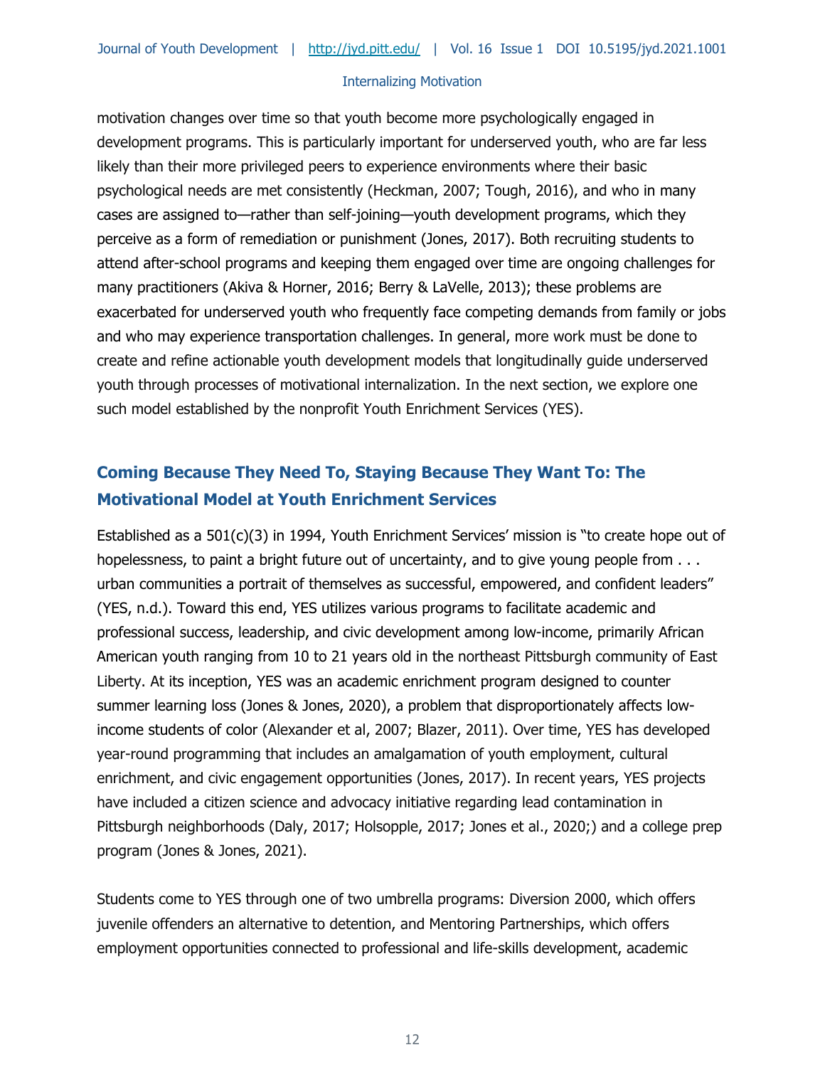motivation changes over time so that youth become more psychologically engaged in development programs. This is particularly important for underserved youth, who are far less likely than their more privileged peers to experience environments where their basic psychological needs are met consistently (Heckman, 2007; Tough, 2016), and who in many cases are assigned to—rather than self-joining—youth development programs, which they perceive as a form of remediation or punishment (Jones, 2017). Both recruiting students to attend after-school programs and keeping them engaged over time are ongoing challenges for many practitioners (Akiva & Horner, 2016; Berry & LaVelle, 2013); these problems are exacerbated for underserved youth who frequently face competing demands from family or jobs and who may experience transportation challenges. In general, more work must be done to create and refine actionable youth development models that longitudinally guide underserved youth through processes of motivational internalization. In the next section, we explore one such model established by the nonprofit Youth Enrichment Services (YES).

## Coming Because They Need To, Staying Because They Want To: The Motivational Model at Youth Enrichment Services

Established as a 501(c)(3) in 1994, Youth Enrichment Services' mission is "to create hope out of hopelessness, to paint a bright future out of uncertainty, and to give young people from . . . urban communities a portrait of themselves as successful, empowered, and confident leaders" (YES, n.d.). Toward this end, YES utilizes various programs to facilitate academic and professional success, leadership, and civic development among low-income, primarily African American youth ranging from 10 to 21 years old in the northeast Pittsburgh community of East Liberty. At its inception, YES was an academic enrichment program designed to counter summer learning loss (Jones & Jones, 2020), a problem that disproportionately affects low-income students of color (Alexander et al, 2007; Blazer, 2011). Over time, YES has developed year-round programming that includes an amalgamation of youth employment, cultural enrichment, and civic engagement opportunities (Jones, 2017). In recent years, YES projects have included a citizen science and advocacy initiative regarding lead contamination in Pittsburgh neighborhoods (Daly, 2017; Holsopple, 2017; Jones et al., 2020;) and a college prep program (Jones & Jones, 2021).

Students come to YES through one of two umbrella programs: Diversion 2000, which offers juvenile offenders an alternative to detention, and Mentoring Partnerships, which offers employment opportunities connected to professional and life-skills development, academic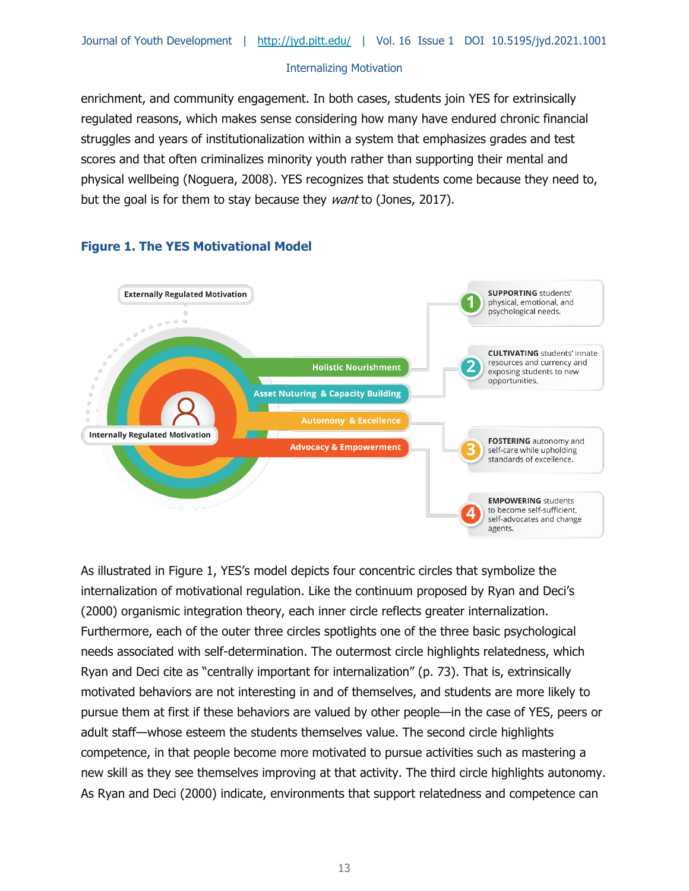enrichment, and community engagement. In both cases, students join YES for extrinsically regulated reasons, which makes sense considering how many have endured chronic financial struggles and years of institutionalization within a system that emphasizes grades and test scores and that often criminalizes minority youth rather than supporting their mental and physical wellbeing (Noguera, 2008). YES recognizes that students come because they need to, but the goal is for them to stay because they *want* to (Jones, 2017).

**Figure 1. The YES Motivational Model**

Externally Regulated Motivation

Internally Regulated Motivation

Holistic Nourishment

Asset Nuturing & Capacity Building

Automony & Excellence

Advocacy & Empowerment

1. **SUPPORTING** students' physical, emotional, and psychological needs.
2. **CULTIVATING** students' innate resources and currency and exposing students to new opportunities.
3. **FOSTERING** autonomy and self-care while upholding standards of excellence.
4. **EMPOWERING** students to become self-sufficient, self-advocates and change agents.

As illustrated in Figure 1, YES's model depicts four concentric circles that symbolize the internalization of motivational regulation. Like the continuum proposed by Ryan and Deci's (2000) organismic integration theory, each inner circle reflects greater internalization. Furthermore, each of the outer three circles spotlights one of the three basic psychological needs associated with self-determination. The outermost circle highlights relatedness, which Ryan and Deci cite as "centrally important for internalization" (p. 73). That is, extrinsically motivated behaviors are not interesting in and of themselves, and students are more likely to pursue them at first if these behaviors are valued by other people—in the case of YES, peers or adult staff—whose esteem the students themselves value. The second circle highlights competence, in that people become more motivated to pursue activities such as mastering a new skill as they see themselves improving at that activity. The third circle highlights autonomy. As Ryan and Deci (2000) indicate, environments that support relatedness and competence can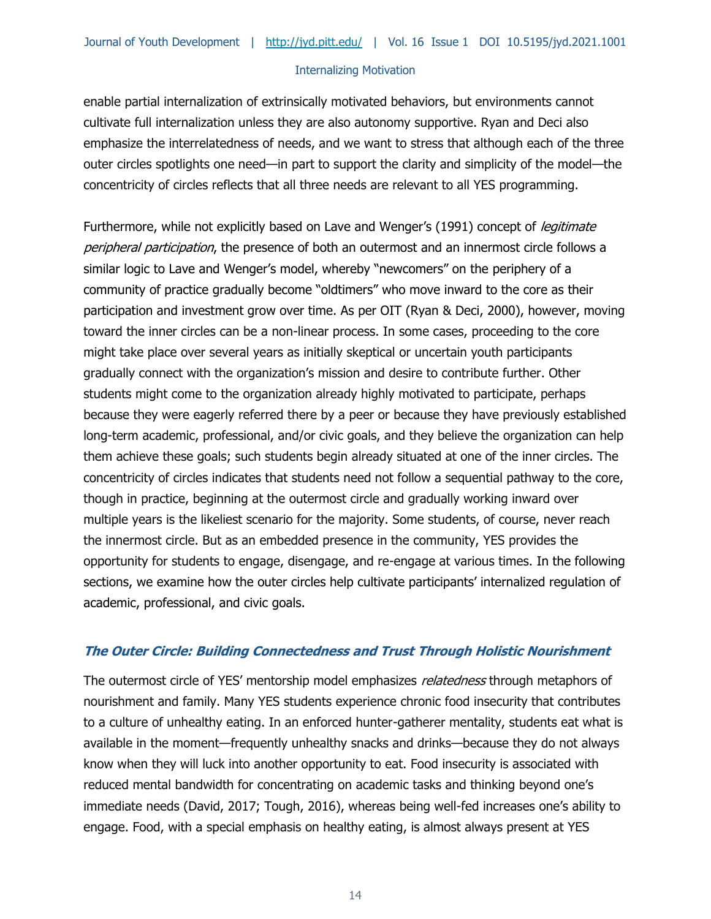enable partial internalization of extrinsically motivated behaviors, but environments cannot cultivate full internalization unless they are also autonomy supportive. Ryan and Deci also emphasize the interrelatedness of needs, and we want to stress that although each of the three outer circles spotlights one need—in part to support the clarity and simplicity of the model—the concentricity of circles reflects that all three needs are relevant to all YES programming.

Furthermore, while not explicitly based on Lave and Wenger's (1991) concept of *legitimate peripheral participation*, the presence of both an outermost and an innermost circle follows a similar logic to Lave and Wenger's model, whereby "newcomers" on the periphery of a community of practice gradually become "oldtimers" who move inward to the core as their participation and investment grow over time. As per OIT (Ryan & Deci, 2000), however, moving toward the inner circles can be a non-linear process. In some cases, proceeding to the core might take place over several years as initially skeptical or uncertain youth participants gradually connect with the organization's mission and desire to contribute further. Other students might come to the organization already highly motivated to participate, perhaps because they were eagerly referred there by a peer or because they have previously established long-term academic, professional, and/or civic goals, and they believe the organization can help them achieve these goals; such students begin already situated at one of the inner circles. The concentricity of circles indicates that students need not follow a sequential pathway to the core, though in practice, beginning at the outermost circle and gradually working inward over multiple years is the likeliest scenario for the majority. Some students, of course, never reach the innermost circle. But as an embedded presence in the community, YES provides the opportunity for students to engage, disengage, and re-engage at various times. In the following sections, we examine how the outer circles help cultivate participants' internalized regulation of academic, professional, and civic goals.

### *The Outer Circle: Building Connectedness and Trust Through Holistic Nourishment*

The outermost circle of YES' mentorship model emphasizes *relatedness* through metaphors of nourishment and family. Many YES students experience chronic food insecurity that contributes to a culture of unhealthy eating. In an enforced hunter-gatherer mentality, students eat what is available in the moment—frequently unhealthy snacks and drinks—because they do not always know when they will luck into another opportunity to eat. Food insecurity is associated with reduced mental bandwidth for concentrating on academic tasks and thinking beyond one's immediate needs (David, 2017; Tough, 2016), whereas being well-fed increases one's ability to engage. Food, with a special emphasis on healthy eating, is almost always present at YES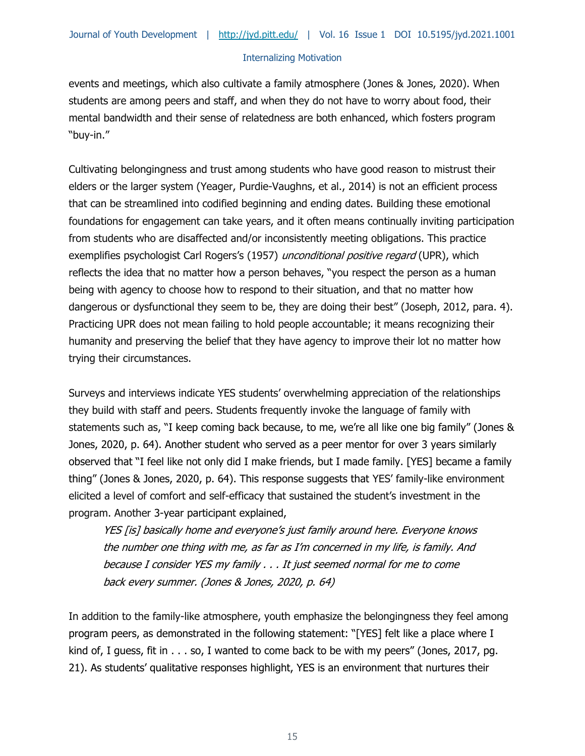events and meetings, which also cultivate a family atmosphere (Jones & Jones, 2020). When students are among peers and staff, and when they do not have to worry about food, their mental bandwidth and their sense of relatedness are both enhanced, which fosters program "buy-in."

Cultivating belongingness and trust among students who have good reason to mistrust their elders or the larger system (Yeager, Purdie-Vaughns, et al., 2014) is not an efficient process that can be streamlined into codified beginning and ending dates. Building these emotional foundations for engagement can take years, and it often means continually inviting participation from students who are disaffected and/or inconsistently meeting obligations. This practice exemplifies psychologist Carl Rogers's (1957) *unconditional positive regard* (UPR), which reflects the idea that no matter how a person behaves, "you respect the person as a human being with agency to choose how to respond to their situation, and that no matter how dangerous or dysfunctional they seem to be, they are doing their best" (Joseph, 2012, para. 4). Practicing UPR does not mean failing to hold people accountable; it means recognizing their humanity and preserving the belief that they have agency to improve their lot no matter how trying their circumstances.

Surveys and interviews indicate YES students' overwhelming appreciation of the relationships they build with staff and peers. Students frequently invoke the language of family with statements such as, "I keep coming back because, to me, we're all like one big family" (Jones & Jones, 2020, p. 64). Another student who served as a peer mentor for over 3 years similarly observed that "I feel like not only did I make friends, but I made family. [YES] became a family thing" (Jones & Jones, 2020, p. 64). This response suggests that YES' family-like environment elicited a level of comfort and self-efficacy that sustained the student's investment in the program. Another 3-year participant explained,

> *YES [is] basically home and everyone's just family around here. Everyone knows the number one thing with me, as far as I'm concerned in my life, is family. And because I consider YES my family . . . It just seemed normal for me to come back every summer. (Jones & Jones, 2020, p. 64)*

In addition to the family-like atmosphere, youth emphasize the belongingness they feel among program peers, as demonstrated in the following statement: "[YES] felt like a place where I kind of, I guess, fit in . . . so, I wanted to come back to be with my peers" (Jones, 2017, pg. 21). As students' qualitative responses highlight, YES is an environment that nurtures their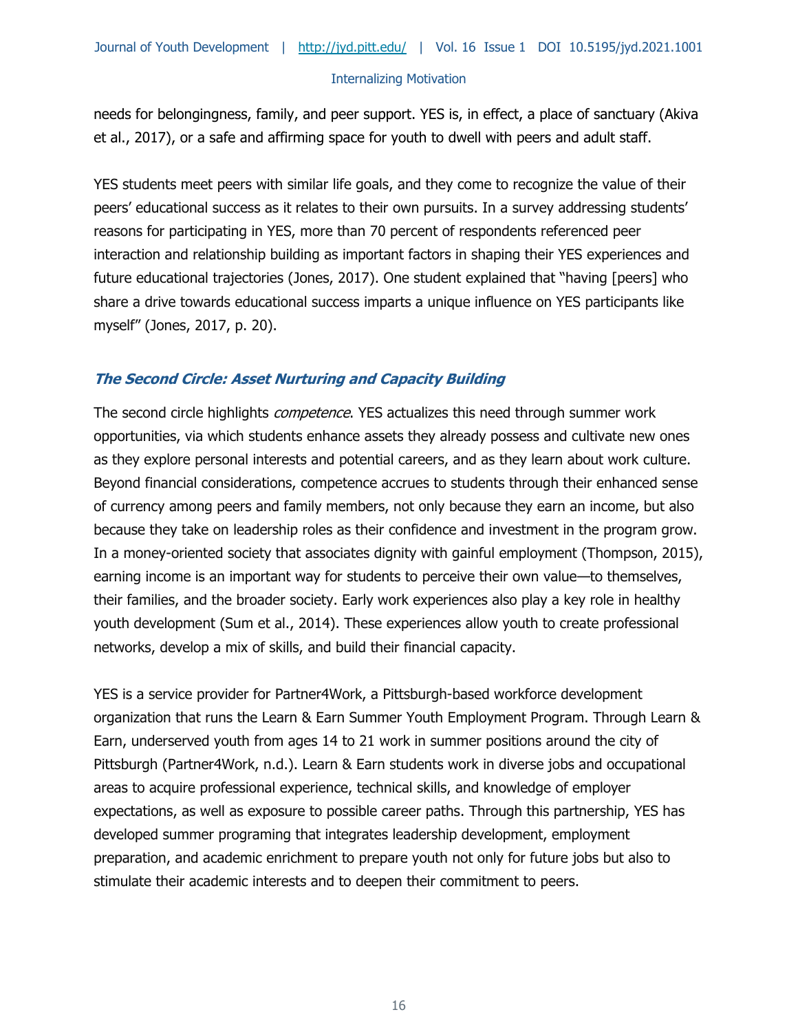needs for belongingness, family, and peer support. YES is, in effect, a place of sanctuary (Akiva et al., 2017), or a safe and affirming space for youth to dwell with peers and adult staff.

YES students meet peers with similar life goals, and they come to recognize the value of their peers' educational success as it relates to their own pursuits. In a survey addressing students' reasons for participating in YES, more than 70 percent of respondents referenced peer interaction and relationship building as important factors in shaping their YES experiences and future educational trajectories (Jones, 2017). One student explained that "having [peers] who share a drive towards educational success imparts a unique influence on YES participants like myself" (Jones, 2017, p. 20).

### *The Second Circle: Asset Nurturing and Capacity Building*

The second circle highlights *competence*. YES actualizes this need through summer work opportunities, via which students enhance assets they already possess and cultivate new ones as they explore personal interests and potential careers, and as they learn about work culture. Beyond financial considerations, competence accrues to students through their enhanced sense of currency among peers and family members, not only because they earn an income, but also because they take on leadership roles as their confidence and investment in the program grow. In a money-oriented society that associates dignity with gainful employment (Thompson, 2015), earning income is an important way for students to perceive their own value—to themselves, their families, and the broader society. Early work experiences also play a key role in healthy youth development (Sum et al., 2014). These experiences allow youth to create professional networks, develop a mix of skills, and build their financial capacity.

YES is a service provider for Partner4Work, a Pittsburgh-based workforce development organization that runs the Learn & Earn Summer Youth Employment Program. Through Learn & Earn, underserved youth from ages 14 to 21 work in summer positions around the city of Pittsburgh (Partner4Work, n.d.). Learn & Earn students work in diverse jobs and occupational areas to acquire professional experience, technical skills, and knowledge of employer expectations, as well as exposure to possible career paths. Through this partnership, YES has developed summer programing that integrates leadership development, employment preparation, and academic enrichment to prepare youth not only for future jobs but also to stimulate their academic interests and to deepen their commitment to peers.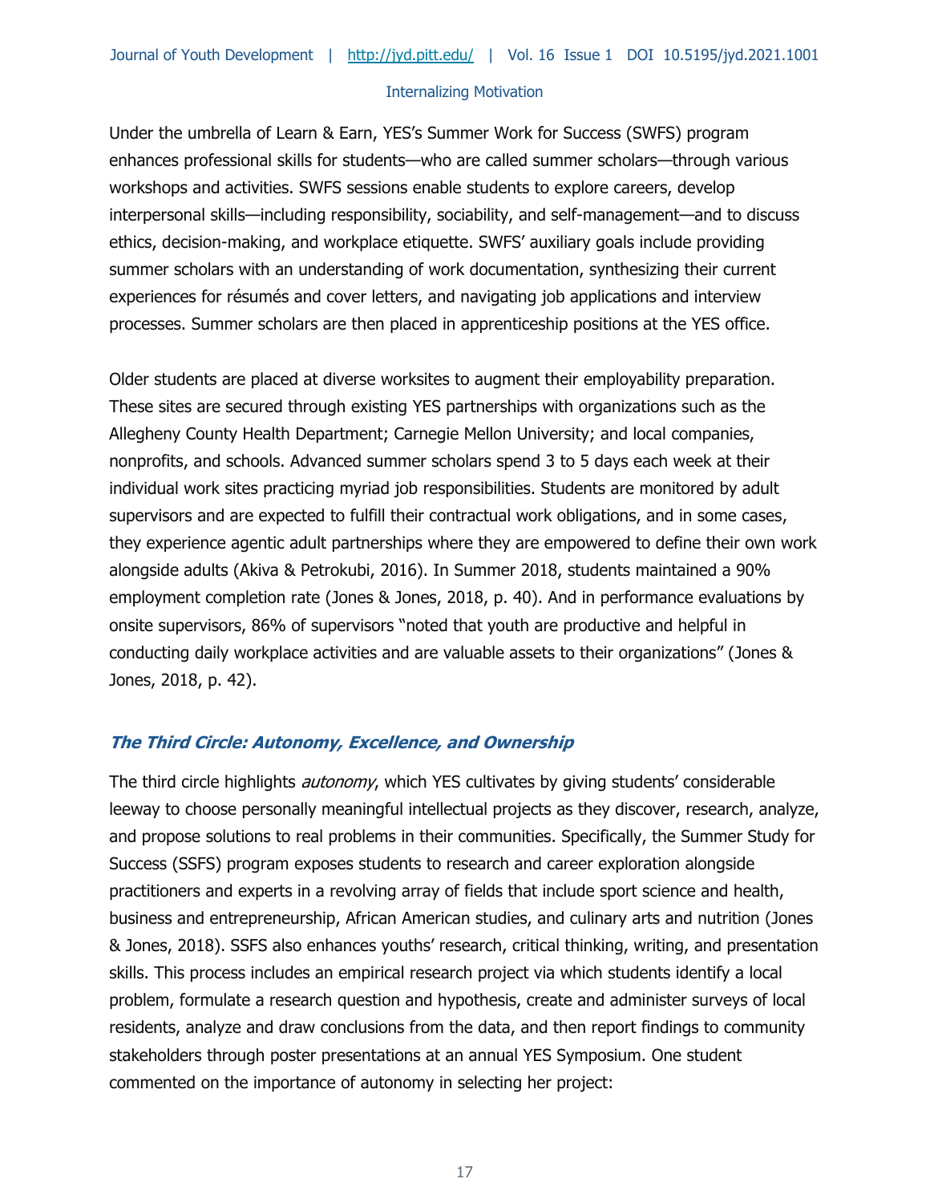Under the umbrella of Learn & Earn, YES's Summer Work for Success (SWFS) program enhances professional skills for students—who are called summer scholars—through various workshops and activities. SWFS sessions enable students to explore careers, develop interpersonal skills—including responsibility, sociability, and self-management—and to discuss ethics, decision-making, and workplace etiquette. SWFS' auxiliary goals include providing summer scholars with an understanding of work documentation, synthesizing their current experiences for résumés and cover letters, and navigating job applications and interview processes. Summer scholars are then placed in apprenticeship positions at the YES office.

Older students are placed at diverse worksites to augment their employability preparation. These sites are secured through existing YES partnerships with organizations such as the Allegheny County Health Department; Carnegie Mellon University; and local companies, nonprofits, and schools. Advanced summer scholars spend 3 to 5 days each week at their individual work sites practicing myriad job responsibilities. Students are monitored by adult supervisors and are expected to fulfill their contractual work obligations, and in some cases, they experience agentic adult partnerships where they are empowered to define their own work alongside adults (Akiva & Petrokubi, 2016). In Summer 2018, students maintained a 90% employment completion rate (Jones & Jones, 2018, p. 40). And in performance evaluations by onsite supervisors, 86% of supervisors "noted that youth are productive and helpful in conducting daily workplace activities and are valuable assets to their organizations" (Jones & Jones, 2018, p. 42).

### *The Third Circle: Autonomy, Excellence, and Ownership*

The third circle highlights *autonomy*, which YES cultivates by giving students' considerable leeway to choose personally meaningful intellectual projects as they discover, research, analyze, and propose solutions to real problems in their communities. Specifically, the Summer Study for Success (SSFS) program exposes students to research and career exploration alongside practitioners and experts in a revolving array of fields that include sport science and health, business and entrepreneurship, African American studies, and culinary arts and nutrition (Jones & Jones, 2018). SSFS also enhances youths' research, critical thinking, writing, and presentation skills. This process includes an empirical research project via which students identify a local problem, formulate a research question and hypothesis, create and administer surveys of local residents, analyze and draw conclusions from the data, and then report findings to community stakeholders through poster presentations at an annual YES Symposium. One student commented on the importance of autonomy in selecting her project: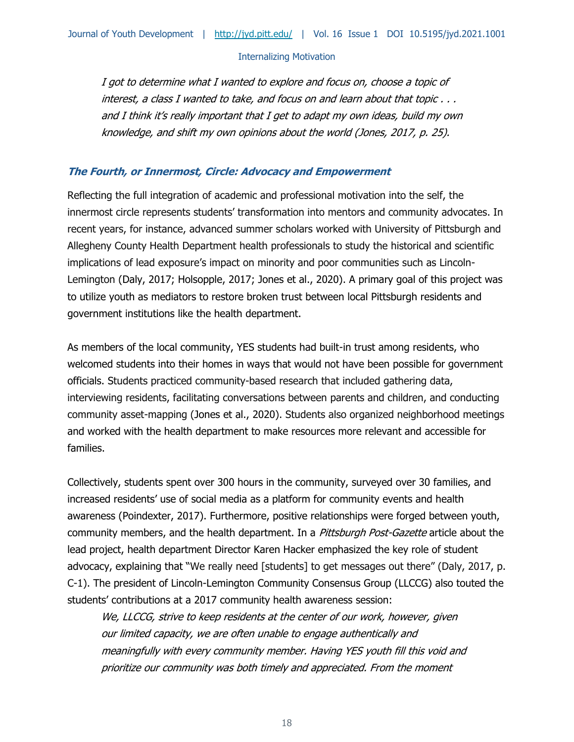> *I got to determine what I wanted to explore and focus on, choose a topic of interest, a class I wanted to take, and focus on and learn about that topic . . . and I think it's really important that I get to adapt my own ideas, build my own knowledge, and shift my own opinions about the world (Jones, 2017, p. 25).*

### *The Fourth, or Innermost, Circle: Advocacy and Empowerment*

Reflecting the full integration of academic and professional motivation into the self, the innermost circle represents students' transformation into mentors and community advocates. In recent years, for instance, advanced summer scholars worked with University of Pittsburgh and Allegheny County Health Department health professionals to study the historical and scientific implications of lead exposure's impact on minority and poor communities such as Lincoln-Lemington (Daly, 2017; Holsopple, 2017; Jones et al., 2020). A primary goal of this project was to utilize youth as mediators to restore broken trust between local Pittsburgh residents and government institutions like the health department.

As members of the local community, YES students had built-in trust among residents, who welcomed students into their homes in ways that would not have been possible for government officials. Students practiced community-based research that included gathering data, interviewing residents, facilitating conversations between parents and children, and conducting community asset-mapping (Jones et al., 2020). Students also organized neighborhood meetings and worked with the health department to make resources more relevant and accessible for families.

Collectively, students spent over 300 hours in the community, surveyed over 30 families, and increased residents' use of social media as a platform for community events and health awareness (Poindexter, 2017). Furthermore, positive relationships were forged between youth, community members, and the health department. In a *Pittsburgh Post-Gazette* article about the lead project, health department Director Karen Hacker emphasized the key role of student advocacy, explaining that "We really need [students] to get messages out there" (Daly, 2017, p. C-1). The president of Lincoln-Lemington Community Consensus Group (LLCCG) also touted the students' contributions at a 2017 community health awareness session:

> *We, LLCCG, strive to keep residents at the center of our work, however, given our limited capacity, we are often unable to engage authentically and meaningfully with every community member. Having YES youth fill this void and prioritize our community was both timely and appreciated. From the moment*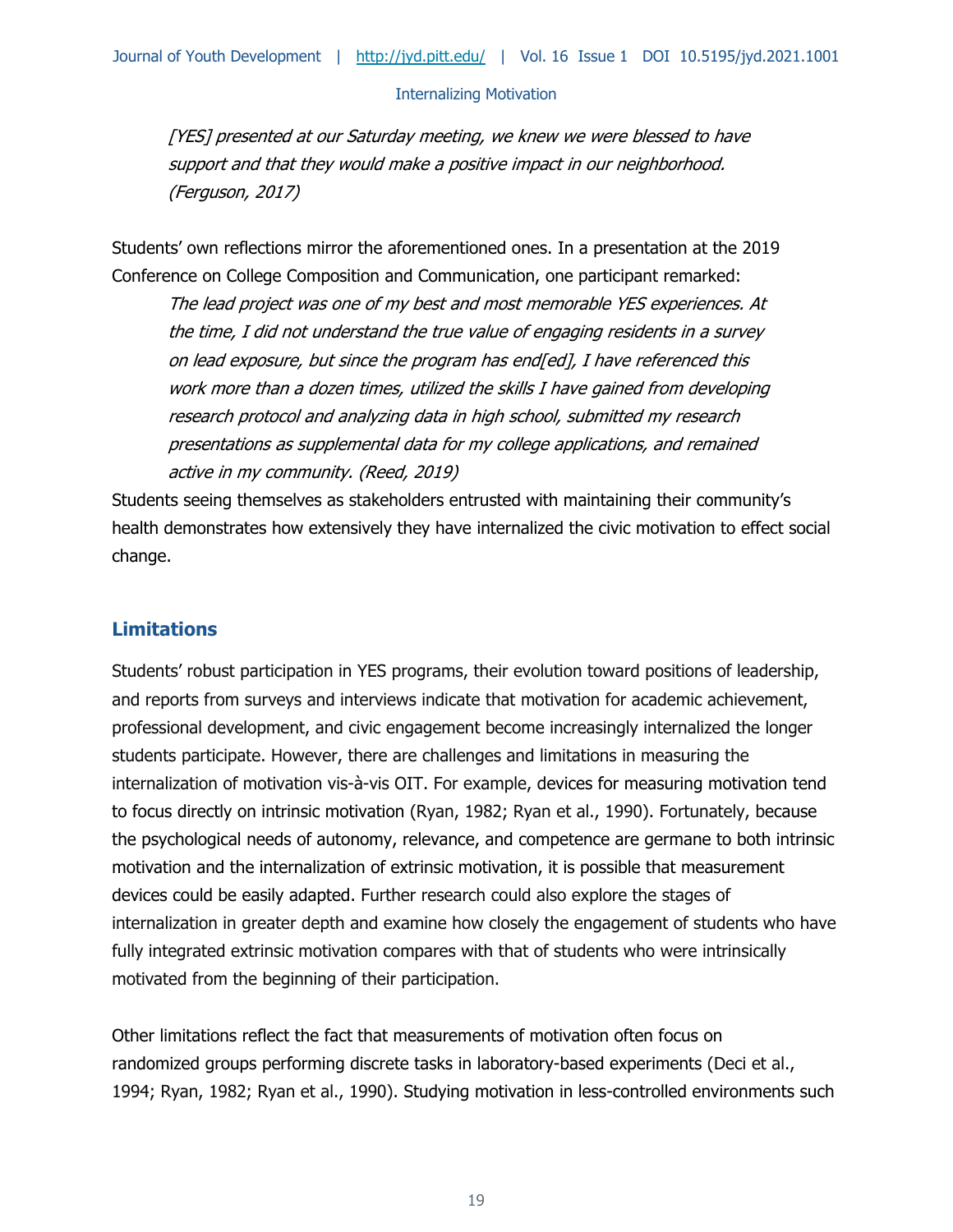*[YES] presented at our Saturday meeting, we knew we were blessed to have support and that they would make a positive impact in our neighborhood. (Ferguson, 2017)*

Students' own reflections mirror the aforementioned ones. In a presentation at the 2019 Conference on College Composition and Communication, one participant remarked:

> *The lead project was one of my best and most memorable YES experiences. At the time, I did not understand the true value of engaging residents in a survey on lead exposure, but since the program has end[ed], I have referenced this work more than a dozen times, utilized the skills I have gained from developing research protocol and analyzing data in high school, submitted my research presentations as supplemental data for my college applications, and remained active in my community. (Reed, 2019)*

Students seeing themselves as stakeholders entrusted with maintaining their community's health demonstrates how extensively they have internalized the civic motivation to effect social change.

## Limitations

Students' robust participation in YES programs, their evolution toward positions of leadership, and reports from surveys and interviews indicate that motivation for academic achievement, professional development, and civic engagement become increasingly internalized the longer students participate. However, there are challenges and limitations in measuring the internalization of motivation vis-à-vis OIT. For example, devices for measuring motivation tend to focus directly on intrinsic motivation (Ryan, 1982; Ryan et al., 1990). Fortunately, because the psychological needs of autonomy, relevance, and competence are germane to both intrinsic motivation and the internalization of extrinsic motivation, it is possible that measurement devices could be easily adapted. Further research could also explore the stages of internalization in greater depth and examine how closely the engagement of students who have fully integrated extrinsic motivation compares with that of students who were intrinsically motivated from the beginning of their participation.

Other limitations reflect the fact that measurements of motivation often focus on randomized groups performing discrete tasks in laboratory-based experiments (Deci et al., 1994; Ryan, 1982; Ryan et al., 1990). Studying motivation in less-controlled environments such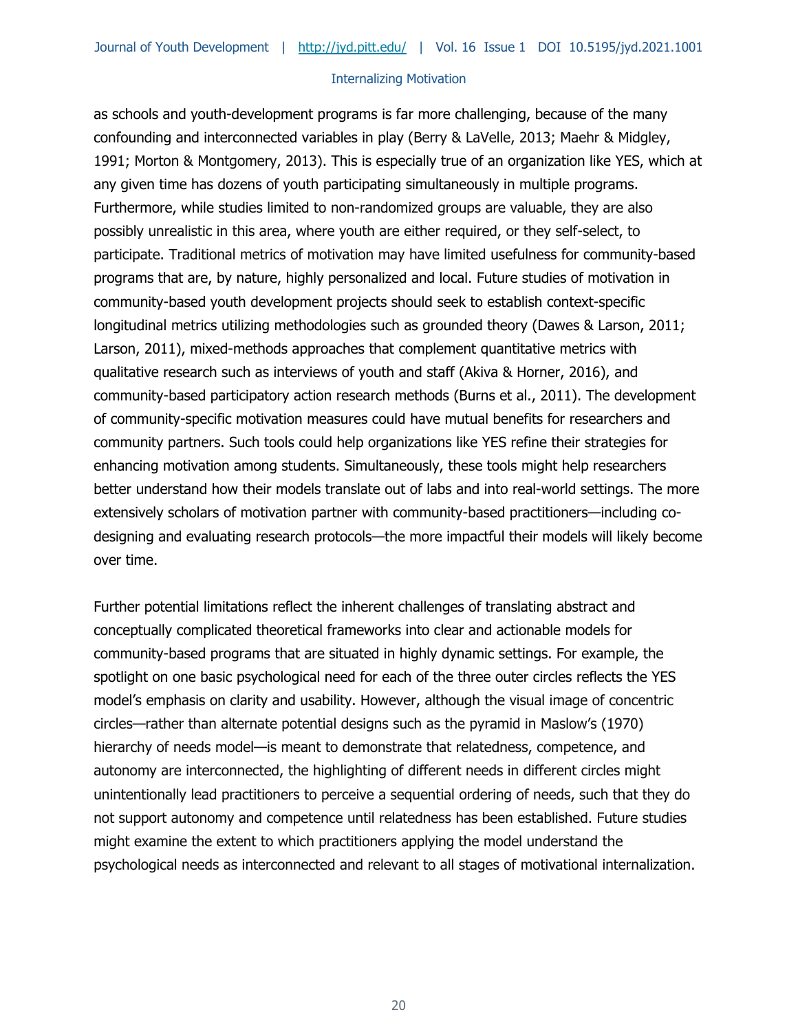as schools and youth-development programs is far more challenging, because of the many confounding and interconnected variables in play (Berry & LaVelle, 2013; Maehr & Midgley, 1991; Morton & Montgomery, 2013). This is especially true of an organization like YES, which at any given time has dozens of youth participating simultaneously in multiple programs. Furthermore, while studies limited to non-randomized groups are valuable, they are also possibly unrealistic in this area, where youth are either required, or they self-select, to participate. Traditional metrics of motivation may have limited usefulness for community-based programs that are, by nature, highly personalized and local. Future studies of motivation in community-based youth development projects should seek to establish context-specific longitudinal metrics utilizing methodologies such as grounded theory (Dawes & Larson, 2011; Larson, 2011), mixed-methods approaches that complement quantitative metrics with qualitative research such as interviews of youth and staff (Akiva & Horner, 2016), and community-based participatory action research methods (Burns et al., 2011). The development of community-specific motivation measures could have mutual benefits for researchers and community partners. Such tools could help organizations like YES refine their strategies for enhancing motivation among students. Simultaneously, these tools might help researchers better understand how their models translate out of labs and into real-world settings. The more extensively scholars of motivation partner with community-based practitioners—including co-designing and evaluating research protocols—the more impactful their models will likely become over time.

Further potential limitations reflect the inherent challenges of translating abstract and conceptually complicated theoretical frameworks into clear and actionable models for community-based programs that are situated in highly dynamic settings. For example, the spotlight on one basic psychological need for each of the three outer circles reflects the YES model's emphasis on clarity and usability. However, although the visual image of concentric circles—rather than alternate potential designs such as the pyramid in Maslow's (1970) hierarchy of needs model—is meant to demonstrate that relatedness, competence, and autonomy are interconnected, the highlighting of different needs in different circles might unintentionally lead practitioners to perceive a sequential ordering of needs, such that they do not support autonomy and competence until relatedness has been established. Future studies might examine the extent to which practitioners applying the model understand the psychological needs as interconnected and relevant to all stages of motivational internalization.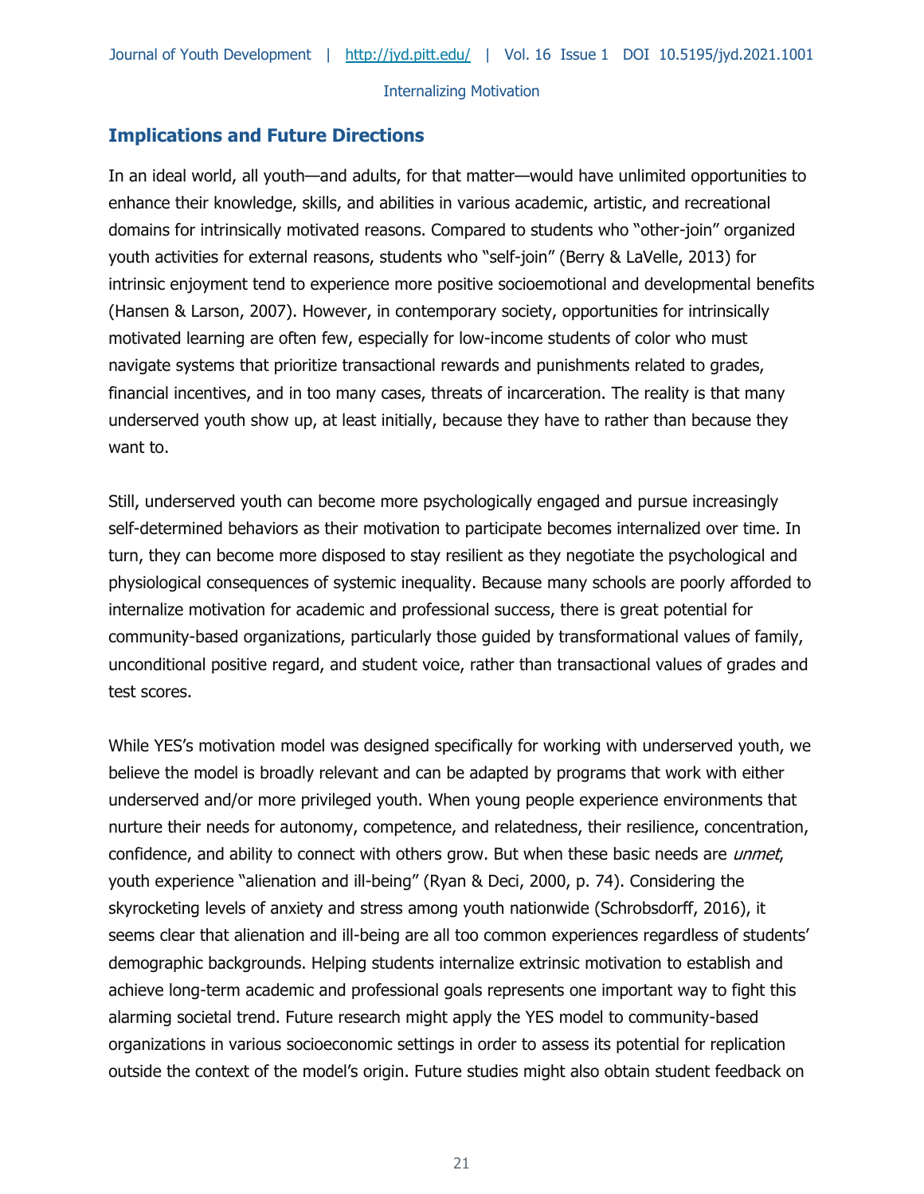## Implications and Future Directions

In an ideal world, all youth—and adults, for that matter—would have unlimited opportunities to enhance their knowledge, skills, and abilities in various academic, artistic, and recreational domains for intrinsically motivated reasons. Compared to students who "other-join" organized youth activities for external reasons, students who "self-join" (Berry & LaVelle, 2013) for intrinsic enjoyment tend to experience more positive socioemotional and developmental benefits (Hansen & Larson, 2007). However, in contemporary society, opportunities for intrinsically motivated learning are often few, especially for low-income students of color who must navigate systems that prioritize transactional rewards and punishments related to grades, financial incentives, and in too many cases, threats of incarceration. The reality is that many underserved youth show up, at least initially, because they have to rather than because they want to.

Still, underserved youth can become more psychologically engaged and pursue increasingly self-determined behaviors as their motivation to participate becomes internalized over time. In turn, they can become more disposed to stay resilient as they negotiate the psychological and physiological consequences of systemic inequality. Because many schools are poorly afforded to internalize motivation for academic and professional success, there is great potential for community-based organizations, particularly those guided by transformational values of family, unconditional positive regard, and student voice, rather than transactional values of grades and test scores.

While YES's motivation model was designed specifically for working with underserved youth, we believe the model is broadly relevant and can be adapted by programs that work with either underserved and/or more privileged youth. When young people experience environments that nurture their needs for autonomy, competence, and relatedness, their resilience, concentration, confidence, and ability to connect with others grow. But when these basic needs are *unmet*, youth experience "alienation and ill-being" (Ryan & Deci, 2000, p. 74). Considering the skyrocketing levels of anxiety and stress among youth nationwide (Schrobsdorff, 2016), it seems clear that alienation and ill-being are all too common experiences regardless of students' demographic backgrounds. Helping students internalize extrinsic motivation to establish and achieve long-term academic and professional goals represents one important way to fight this alarming societal trend. Future research might apply the YES model to community-based organizations in various socioeconomic settings in order to assess its potential for replication outside the context of the model's origin. Future studies might also obtain student feedback on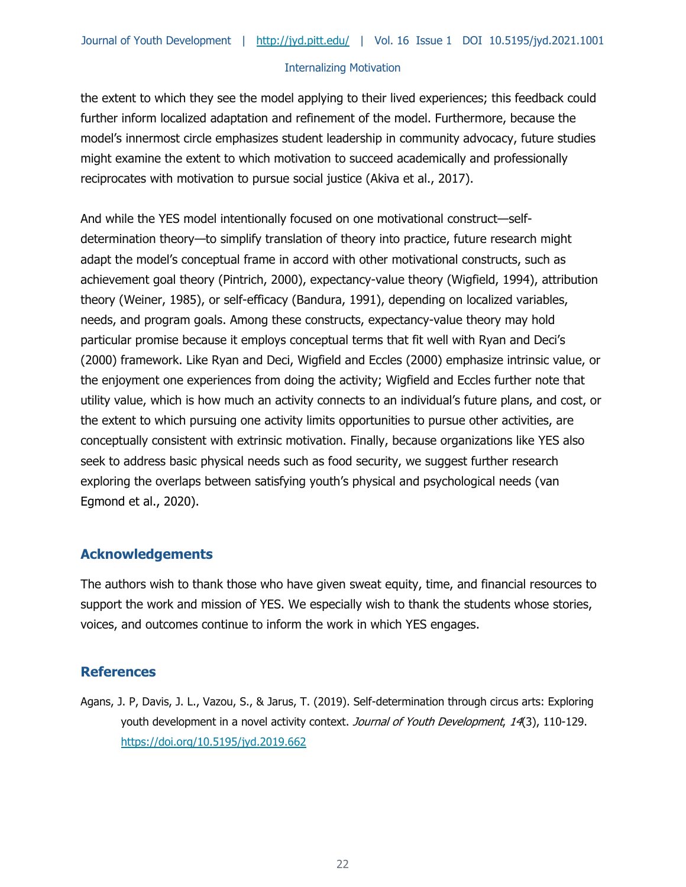the extent to which they see the model applying to their lived experiences; this feedback could further inform localized adaptation and refinement of the model. Furthermore, because the model's innermost circle emphasizes student leadership in community advocacy, future studies might examine the extent to which motivation to succeed academically and professionally reciprocates with motivation to pursue social justice (Akiva et al., 2017).

And while the YES model intentionally focused on one motivational construct—self-determination theory—to simplify translation of theory into practice, future research might adapt the model's conceptual frame in accord with other motivational constructs, such as achievement goal theory (Pintrich, 2000), expectancy-value theory (Wigfield, 1994), attribution theory (Weiner, 1985), or self-efficacy (Bandura, 1991), depending on localized variables, needs, and program goals. Among these constructs, expectancy-value theory may hold particular promise because it employs conceptual terms that fit well with Ryan and Deci's (2000) framework. Like Ryan and Deci, Wigfield and Eccles (2000) emphasize intrinsic value, or the enjoyment one experiences from doing the activity; Wigfield and Eccles further note that utility value, which is how much an activity connects to an individual's future plans, and cost, or the extent to which pursuing one activity limits opportunities to pursue other activities, are conceptually consistent with extrinsic motivation. Finally, because organizations like YES also seek to address basic physical needs such as food security, we suggest further research exploring the overlaps between satisfying youth's physical and psychological needs (van Egmond et al., 2020).

## Acknowledgements

The authors wish to thank those who have given sweat equity, time, and financial resources to support the work and mission of YES. We especially wish to thank the students whose stories, voices, and outcomes continue to inform the work in which YES engages.

## References

Agans, J. P, Davis, J. L., Vazou, S., & Jarus, T. (2019). Self-determination through circus arts: Exploring youth development in a novel activity context. *Journal of Youth Development*, *14*(3), 110-129. https://doi.org/10.5195/jyd.2019.662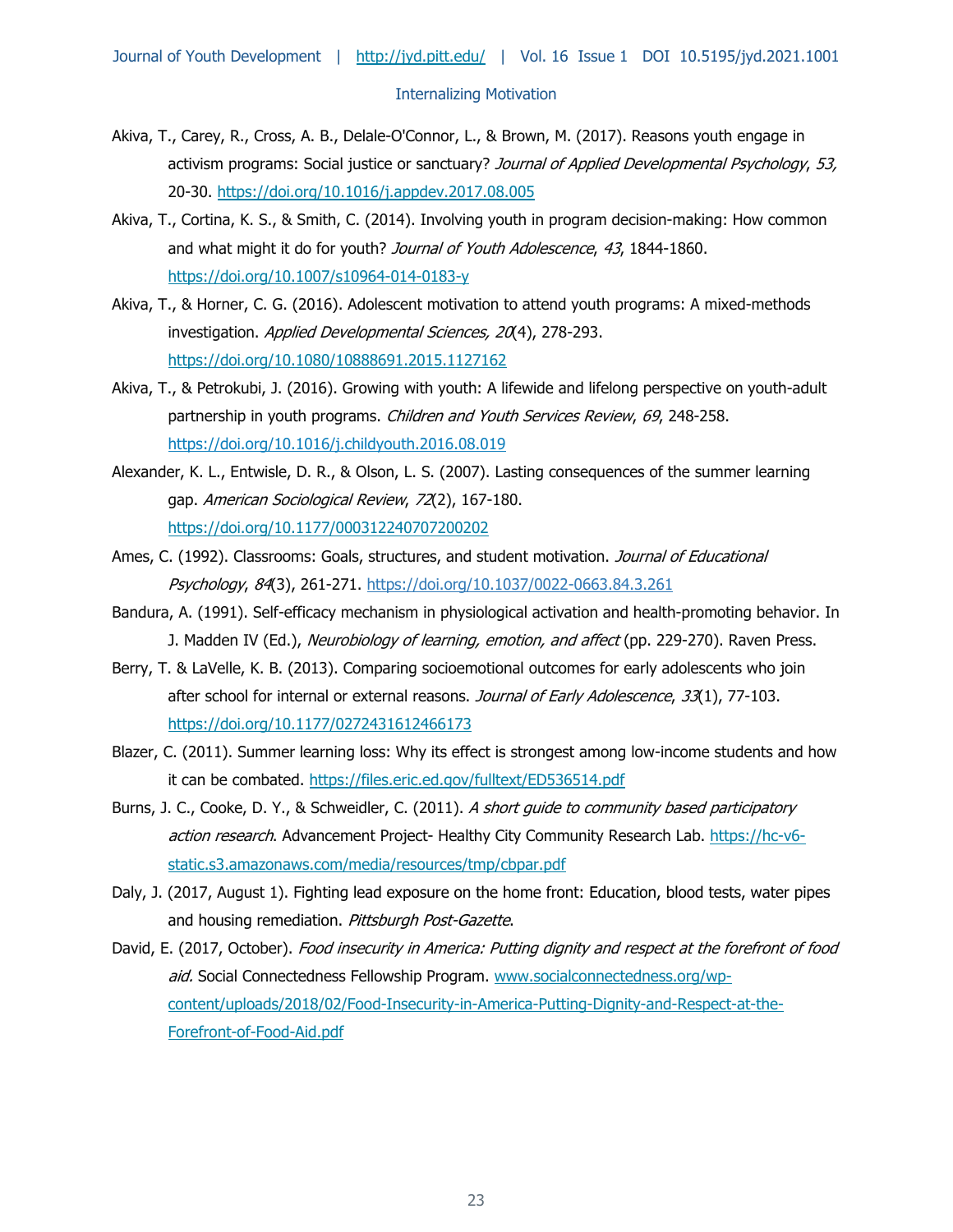Akiva, T., Carey, R., Cross, A. B., Delale-O'Connor, L., & Brown, M. (2017). Reasons youth engage in activism programs: Social justice or sanctuary? *Journal of Applied Developmental Psychology*, *53,* 20-30. https://doi.org/10.1016/j.appdev.2017.08.005

Akiva, T., Cortina, K. S., & Smith, C. (2014). Involving youth in program decision-making: How common and what might it do for youth? *Journal of Youth Adolescence*, *43*, 1844-1860. https://doi.org/10.1007/s10964-014-0183-y

Akiva, T., & Horner, C. G. (2016). Adolescent motivation to attend youth programs: A mixed-methods investigation. *Applied Developmental Sciences, 20*(4), 278-293. https://doi.org/10.1080/10888691.2015.1127162

Akiva, T., & Petrokubi, J. (2016). Growing with youth: A lifewide and lifelong perspective on youth-adult partnership in youth programs. *Children and Youth Services Review*, *69*, 248-258. https://doi.org/10.1016/j.childyouth.2016.08.019

Alexander, K. L., Entwisle, D. R., & Olson, L. S. (2007). Lasting consequences of the summer learning gap. *American Sociological Review*, *72*(2), 167-180. https://doi.org/10.1177/000312240707200202

Ames, C. (1992). Classrooms: Goals, structures, and student motivation. *Journal of Educational Psychology*, *84*(3), 261-271. https://doi.org/10.1037/0022-0663.84.3.261

Bandura, A. (1991). Self-efficacy mechanism in physiological activation and health-promoting behavior. In J. Madden IV (Ed.), *Neurobiology of learning, emotion, and affect* (pp. 229-270). Raven Press.

Berry, T. & LaVelle, K. B. (2013). Comparing socioemotional outcomes for early adolescents who join after school for internal or external reasons. *Journal of Early Adolescence*, *33*(1), 77-103. https://doi.org/10.1177/0272431612466173

Blazer, C. (2011). Summer learning loss: Why its effect is strongest among low-income students and how it can be combated. https://files.eric.ed.gov/fulltext/ED536514.pdf

Burns, J. C., Cooke, D. Y., & Schweidler, C. (2011). *A short guide to community based participatory action research*. Advancement Project- Healthy City Community Research Lab. https://hc-v6-static.s3.amazonaws.com/media/resources/tmp/cbpar.pdf

Daly, J. (2017, August 1). Fighting lead exposure on the home front: Education, blood tests, water pipes and housing remediation. *Pittsburgh Post-Gazette*.

David, E. (2017, October). *Food insecurity in America: Putting dignity and respect at the forefront of food aid.* Social Connectedness Fellowship Program. www.socialconnectedness.org/wp-content/uploads/2018/02/Food-Insecurity-in-America-Putting-Dignity-and-Respect-at-the-Forefront-of-Food-Aid.pdf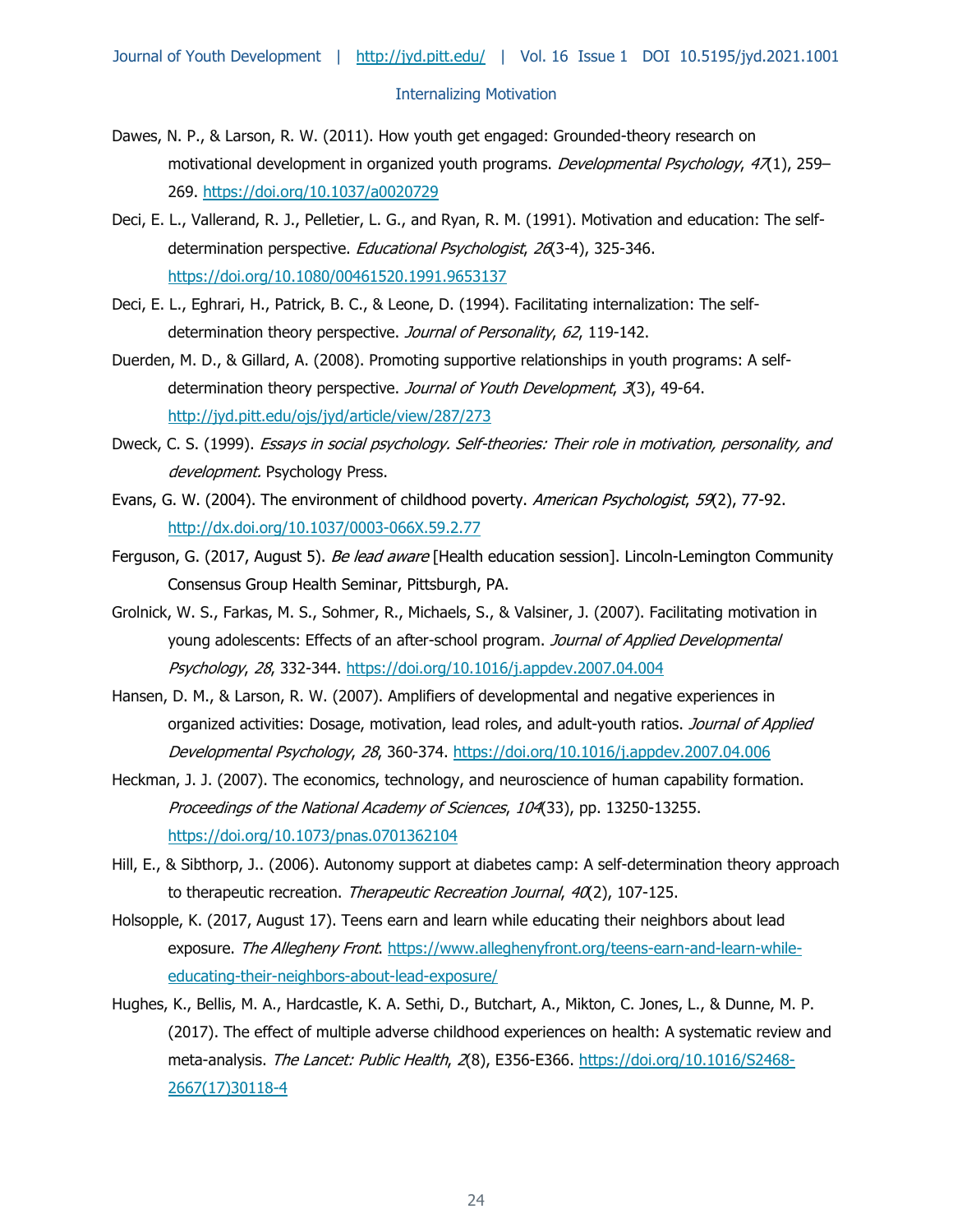Dawes, N. P., & Larson, R. W. (2011). How youth get engaged: Grounded-theory research on motivational development in organized youth programs. *Developmental Psychology*, *47*(1), 259–269. https://doi.org/10.1037/a0020729

Deci, E. L., Vallerand, R. J., Pelletier, L. G., and Ryan, R. M. (1991). Motivation and education: The self-determination perspective. *Educational Psychologist*, *26*(3-4), 325-346. https://doi.org/10.1080/00461520.1991.9653137

Deci, E. L., Eghrari, H., Patrick, B. C., & Leone, D. (1994). Facilitating internalization: The self-determination theory perspective. *Journal of Personality*, *62*, 119-142.

Duerden, M. D., & Gillard, A. (2008). Promoting supportive relationships in youth programs: A self-determination theory perspective. *Journal of Youth Development*, *3*(3), 49-64. http://jyd.pitt.edu/ojs/jyd/article/view/287/273

Dweck, C. S. (1999). *Essays in social psychology. Self-theories: Their role in motivation, personality, and development.* Psychology Press.

Evans, G. W. (2004). The environment of childhood poverty. *American Psychologist*, *59*(2), 77-92. http://dx.doi.org/10.1037/0003-066X.59.2.77

Ferguson, G. (2017, August 5). *Be lead aware* [Health education session]. Lincoln-Lemington Community Consensus Group Health Seminar, Pittsburgh, PA.

Grolnick, W. S., Farkas, M. S., Sohmer, R., Michaels, S., & Valsiner, J. (2007). Facilitating motivation in young adolescents: Effects of an after-school program. *Journal of Applied Developmental Psychology*, *28*, 332-344. https://doi.org/10.1016/j.appdev.2007.04.004

Hansen, D. M., & Larson, R. W. (2007). Amplifiers of developmental and negative experiences in organized activities: Dosage, motivation, lead roles, and adult-youth ratios. *Journal of Applied Developmental Psychology*, *28*, 360-374. https://doi.org/10.1016/j.appdev.2007.04.006

Heckman, J. J. (2007). The economics, technology, and neuroscience of human capability formation. *Proceedings of the National Academy of Sciences*, *104*(33), pp. 13250-13255. https://doi.org/10.1073/pnas.0701362104

Hill, E., & Sibthorp, J.. (2006). Autonomy support at diabetes camp: A self-determination theory approach to therapeutic recreation. *Therapeutic Recreation Journal*, *40*(2), 107-125.

Holsopple, K. (2017, August 17). Teens earn and learn while educating their neighbors about lead exposure. *The Allegheny Front*. https://www.alleghenyfront.org/teens-earn-and-learn-while-educating-their-neighbors-about-lead-exposure/

Hughes, K., Bellis, M. A., Hardcastle, K. A. Sethi, D., Butchart, A., Mikton, C. Jones, L., & Dunne, M. P. (2017). The effect of multiple adverse childhood experiences on health: A systematic review and meta-analysis. *The Lancet: Public Health*, *2*(8), E356-E366. https://doi.org/10.1016/S2468-2667(17)30118-4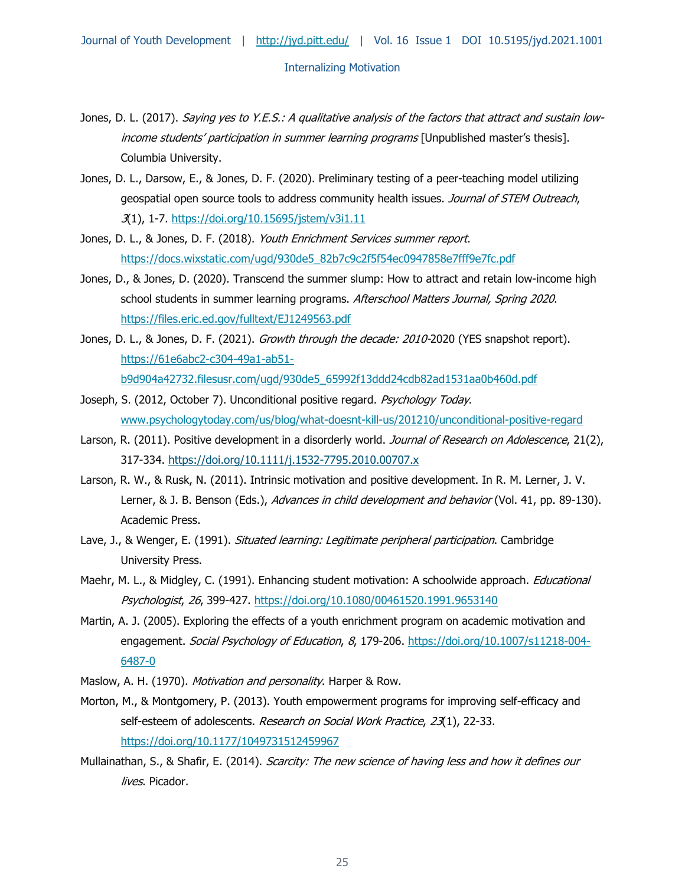Jones, D. L. (2017). *Saying yes to Y.E.S.: A qualitative analysis of the factors that attract and sustain low-income students' participation in summer learning programs* [Unpublished master's thesis]. Columbia University.

Jones, D. L., Darsow, E., & Jones, D. F. (2020). Preliminary testing of a peer-teaching model utilizing geospatial open source tools to address community health issues. *Journal of STEM Outreach*, *3*(1), 1-7. https://doi.org/10.15695/jstem/v3i1.11

Jones, D. L., & Jones, D. F. (2018). *Youth Enrichment Services summer report.* https://docs.wixstatic.com/ugd/930de5_82b7c9c2f5f54ec0947858e7fff9e7fc.pdf

Jones, D., & Jones, D. (2020). Transcend the summer slump: How to attract and retain low-income high school students in summer learning programs. *Afterschool Matters Journal, Spring 2020*. https://files.eric.ed.gov/fulltext/EJ1249563.pdf

Jones, D. L., & Jones, D. F. (2021). *Growth through the decade: 2010*-2020 (YES snapshot report). https://61e6abc2-c304-49a1-ab51-b9d904a42732.filesusr.com/ugd/930de5_65992f13ddd24cdb82ad1531aa0b460d.pdf

Joseph, S. (2012, October 7). Unconditional positive regard. *Psychology Today*. www.psychologytoday.com/us/blog/what-doesnt-kill-us/201210/unconditional-positive-regard

Larson, R. (2011). Positive development in a disorderly world. *Journal of Research on Adolescence*, 21(2), 317-334. https://doi.org/10.1111/j.1532-7795.2010.00707.x

Larson, R. W., & Rusk, N. (2011). Intrinsic motivation and positive development. In R. M. Lerner, J. V. Lerner, & J. B. Benson (Eds.), *Advances in child development and behavior* (Vol. 41, pp. 89-130). Academic Press.

Lave, J., & Wenger, E. (1991). *Situated learning: Legitimate peripheral participation*. Cambridge University Press.

Maehr, M. L., & Midgley, C. (1991). Enhancing student motivation: A schoolwide approach. *Educational Psychologist*, *26*, 399-427. https://doi.org/10.1080/00461520.1991.9653140

Martin, A. J. (2005). Exploring the effects of a youth enrichment program on academic motivation and engagement. *Social Psychology of Education*, *8*, 179-206. https://doi.org/10.1007/s11218-004-6487-0

Maslow, A. H. (1970). *Motivation and personality*. Harper & Row.

Morton, M., & Montgomery, P. (2013). Youth empowerment programs for improving self-efficacy and self-esteem of adolescents. *Research on Social Work Practice*, *23*(1), 22-33. https://doi.org/10.1177/1049731512459967

Mullainathan, S., & Shafir, E. (2014). *Scarcity: The new science of having less and how it defines our lives*. Picador.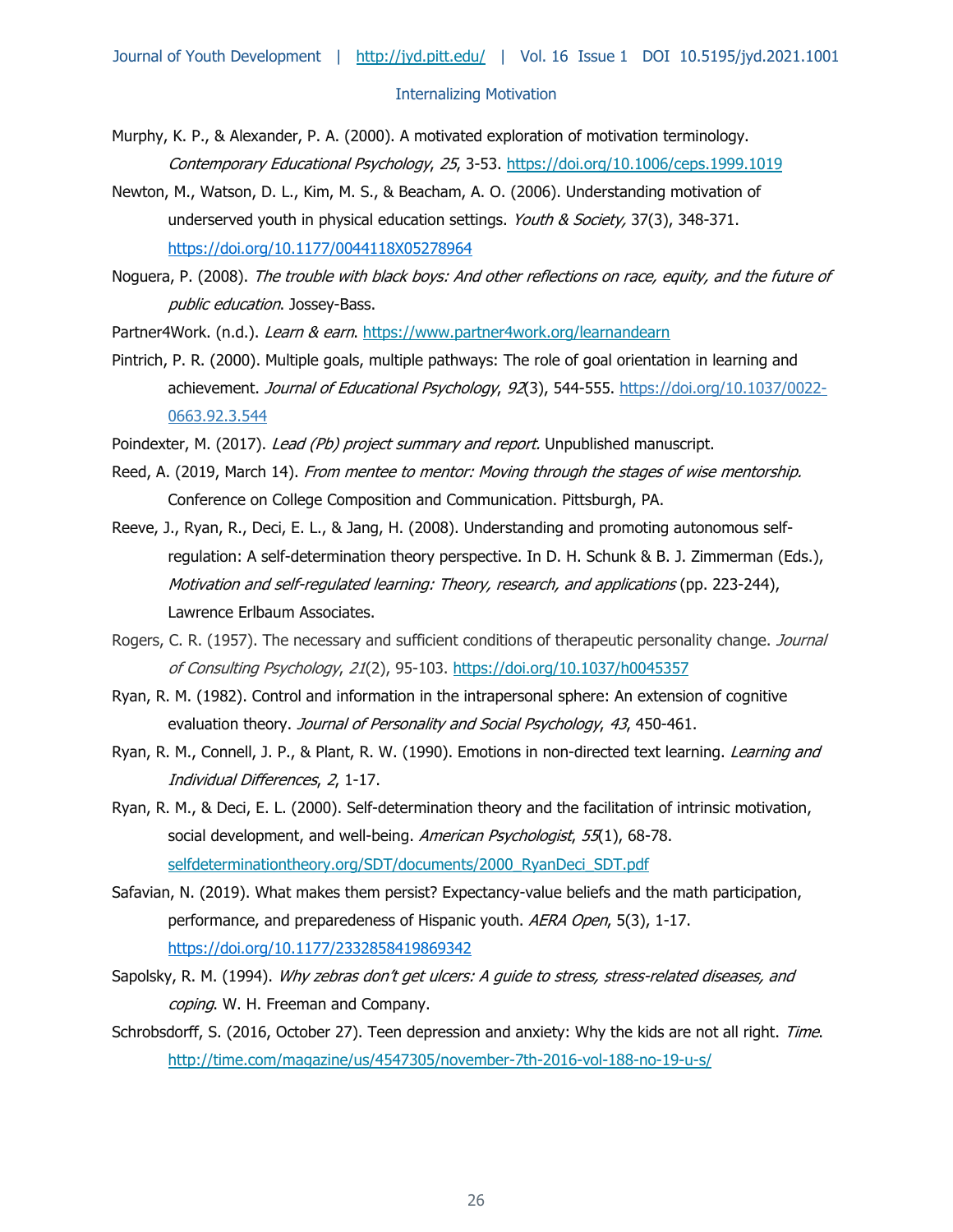Murphy, K. P., & Alexander, P. A. (2000). A motivated exploration of motivation terminology. *Contemporary Educational Psychology*, *25*, 3-53. https://doi.org/10.1006/ceps.1999.1019

Newton, M., Watson, D. L., Kim, M. S., & Beacham, A. O. (2006). Understanding motivation of underserved youth in physical education settings. *Youth & Society,* 37(3), 348-371. https://doi.org/10.1177/0044118X05278964

Noguera, P. (2008). *The trouble with black boys: And other reflections on race, equity, and the future of public education*. Jossey-Bass.

Partner4Work. (n.d.). *Learn & earn*. https://www.partner4work.org/learnandearn

Pintrich, P. R. (2000). Multiple goals, multiple pathways: The role of goal orientation in learning and achievement. *Journal of Educational Psychology*, *92*(3), 544-555. https://doi.org/10.1037/0022-0663.92.3.544

Poindexter, M. (2017). *Lead (Pb) project summary and report.* Unpublished manuscript.

Reed, A. (2019, March 14). *From mentee to mentor: Moving through the stages of wise mentorship.* Conference on College Composition and Communication. Pittsburgh, PA.

Reeve, J., Ryan, R., Deci, E. L., & Jang, H. (2008). Understanding and promoting autonomous self-regulation: A self-determination theory perspective. In D. H. Schunk & B. J. Zimmerman (Eds.), *Motivation and self-regulated learning: Theory, research, and applications* (pp. 223-244), Lawrence Erlbaum Associates.

Rogers, C. R. (1957). The necessary and sufficient conditions of therapeutic personality change. *Journal of Consulting Psychology*, *21*(2), 95-103. https://doi.org/10.1037/h0045357

Ryan, R. M. (1982). Control and information in the intrapersonal sphere: An extension of cognitive evaluation theory. *Journal of Personality and Social Psychology*, *43*, 450-461.

Ryan, R. M., Connell, J. P., & Plant, R. W. (1990). Emotions in non-directed text learning. *Learning and Individual Differences*, *2*, 1-17.

Ryan, R. M., & Deci, E. L. (2000). Self-determination theory and the facilitation of intrinsic motivation, social development, and well-being. *American Psychologist*, *55*(1), 68-78. selfdeterminationtheory.org/SDT/documents/2000_RyanDeci_SDT.pdf

Safavian, N. (2019). What makes them persist? Expectancy-value beliefs and the math participation, performance, and preparedeness of Hispanic youth. *AERA Open*, 5(3), 1-17. https://doi.org/10.1177/2332858419869342

Sapolsky, R. M. (1994). *Why zebras don't get ulcers: A guide to stress, stress-related diseases, and coping*. W. H. Freeman and Company.

Schrobsdorff, S. (2016, October 27). Teen depression and anxiety: Why the kids are not all right. *Time*. http://time.com/magazine/us/4547305/november-7th-2016-vol-188-no-19-u-s/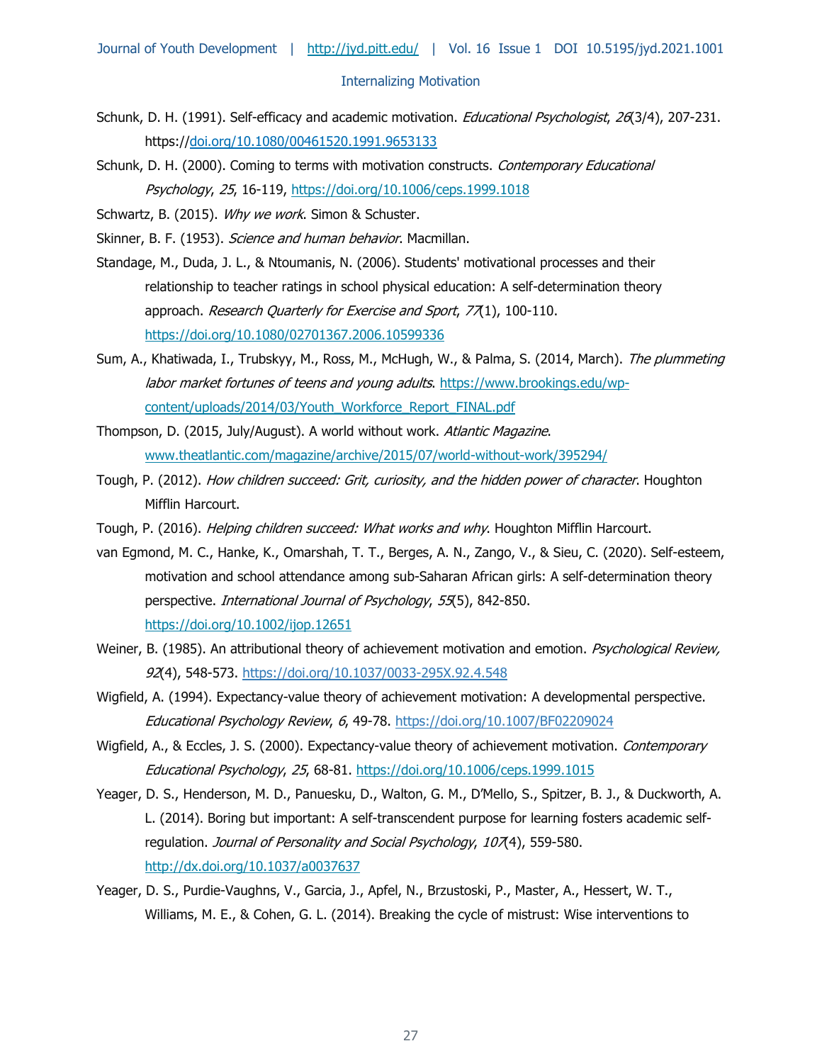Schunk, D. H. (1991). Self-efficacy and academic motivation. *Educational Psychologist*, *26*(3/4), 207-231. https://doi.org/10.1080/00461520.1991.9653133

Schunk, D. H. (2000). Coming to terms with motivation constructs. *Contemporary Educational Psychology*, *25*, 16-119, https://doi.org/10.1006/ceps.1999.1018

Schwartz, B. (2015). *Why we work*. Simon & Schuster.

Skinner, B. F. (1953). *Science and human behavior*. Macmillan.

Standage, M., Duda, J. L., & Ntoumanis, N. (2006). Students' motivational processes and their relationship to teacher ratings in school physical education: A self-determination theory approach. *Research Quarterly for Exercise and Sport*, *77*(1), 100-110. https://doi.org/10.1080/02701367.2006.10599336

Sum, A., Khatiwada, I., Trubskyy, M., Ross, M., McHugh, W., & Palma, S. (2014, March). *The plummeting labor market fortunes of teens and young adults*. https://www.brookings.edu/wp-content/uploads/2014/03/Youth_Workforce_Report_FINAL.pdf

Thompson, D. (2015, July/August). A world without work. *Atlantic Magazine*. www.theatlantic.com/magazine/archive/2015/07/world-without-work/395294/

Tough, P. (2012). *How children succeed: Grit, curiosity, and the hidden power of character*. Houghton Mifflin Harcourt.

Tough, P. (2016). *Helping children succeed: What works and why*. Houghton Mifflin Harcourt.

van Egmond, M. C., Hanke, K., Omarshah, T. T., Berges, A. N., Zango, V., & Sieu, C. (2020). Self-esteem, motivation and school attendance among sub-Saharan African girls: A self-determination theory perspective. *International Journal of Psychology*, *55*(5), 842-850. https://doi.org/10.1002/ijop.12651

Weiner, B. (1985). An attributional theory of achievement motivation and emotion. *Psychological Review, 92*(4), 548-573. https://doi.org/10.1037/0033-295X.92.4.548

Wigfield, A. (1994). Expectancy-value theory of achievement motivation: A developmental perspective. *Educational Psychology Review*, *6*, 49-78. https://doi.org/10.1007/BF02209024

Wigfield, A., & Eccles, J. S. (2000). Expectancy-value theory of achievement motivation. *Contemporary Educational Psychology*, *25*, 68-81. https://doi.org/10.1006/ceps.1999.1015

Yeager, D. S., Henderson, M. D., Panuesku, D., Walton, G. M., D'Mello, S., Spitzer, B. J., & Duckworth, A. L. (2014). Boring but important: A self-transcendent purpose for learning fosters academic self-regulation. *Journal of Personality and Social Psychology*, *107*(4), 559-580. http://dx.doi.org/10.1037/a0037637

Yeager, D. S., Purdie-Vaughns, V., Garcia, J., Apfel, N., Brzustoski, P., Master, A., Hessert, W. T., Williams, M. E., & Cohen, G. L. (2014). Breaking the cycle of mistrust: Wise interventions to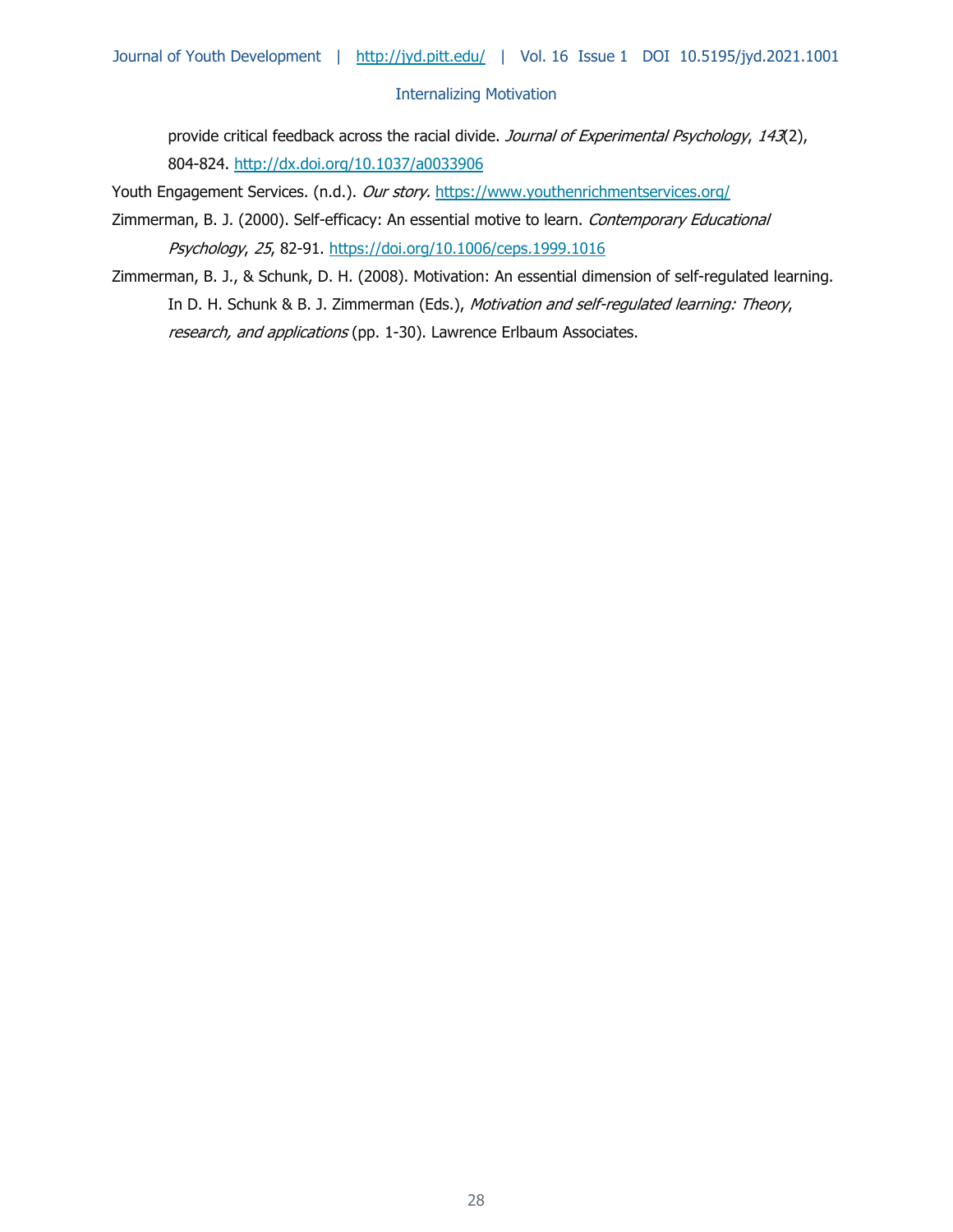provide critical feedback across the racial divide. *Journal of Experimental Psychology*, *143*(2), 804-824. http://dx.doi.org/10.1037/a0033906

Youth Engagement Services. (n.d.). *Our story.* https://www.youthenrichmentservices.org/

Zimmerman, B. J. (2000). Self-efficacy: An essential motive to learn. *Contemporary Educational Psychology*, *25*, 82-91. https://doi.org/10.1006/ceps.1999.1016

Zimmerman, B. J., & Schunk, D. H. (2008). Motivation: An essential dimension of self-regulated learning. In D. H. Schunk & B. J. Zimmerman (Eds.), *Motivation and self-regulated learning: Theory, research, and applications* (pp. 1-30). Lawrence Erlbaum Associates.